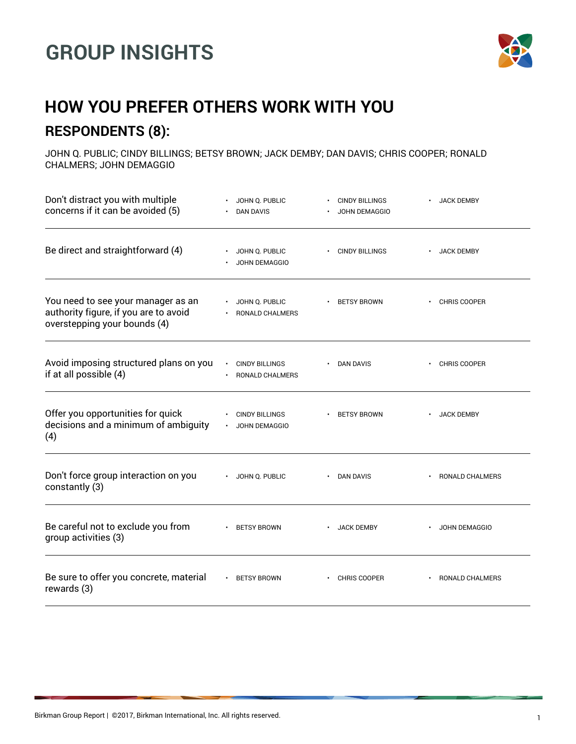# GROUP INSIGHTS

## HOW YOU PREFER OTHERS WORK WITH YOU

### RESPONDENTS (8):

JOHN Q. PUBLIC; CINDY BILLINGS; BETSY BROWN; JACK DEMBY; DAN DAVIS; CHRIS COOPER; RONALD CHALMERS; JOHN DEMAGGIO

| Preference | Respondents |
|---|---|
| Don't distract you with multiple concerns if it can be avoided (5) | JOHN Q. PUBLIC; DAN DAVIS; CINDY BILLINGS; JOHN DEMAGGIO; JACK DEMBY |
| Be direct and straightforward (4) | JOHN Q. PUBLIC; JOHN DEMAGGIO; CINDY BILLINGS; JACK DEMBY |
| You need to see your manager as an authority figure, if you are to avoid overstepping your bounds (4) | JOHN Q. PUBLIC; RONALD CHALMERS; BETSY BROWN; CHRIS COOPER |
| Avoid imposing structured plans on you if at all possible (4) | CINDY BILLINGS; RONALD CHALMERS; DAN DAVIS; CHRIS COOPER |
| Offer you opportunities for quick decisions and a minimum of ambiguity (4) | CINDY BILLINGS; JOHN DEMAGGIO; BETSY BROWN; JACK DEMBY |
| Don't force group interaction on you constantly (3) | JOHN Q. PUBLIC; DAN DAVIS; RONALD CHALMERS |
| Be careful not to exclude you from group activities (3) | BETSY BROWN; JACK DEMBY; JOHN DEMAGGIO |
| Be sure to offer you concrete, material rewards (3) | BETSY BROWN; CHRIS COOPER; RONALD CHALMERS |

Birkman Group Report | ©2017, Birkman International, Inc. All rights reserved.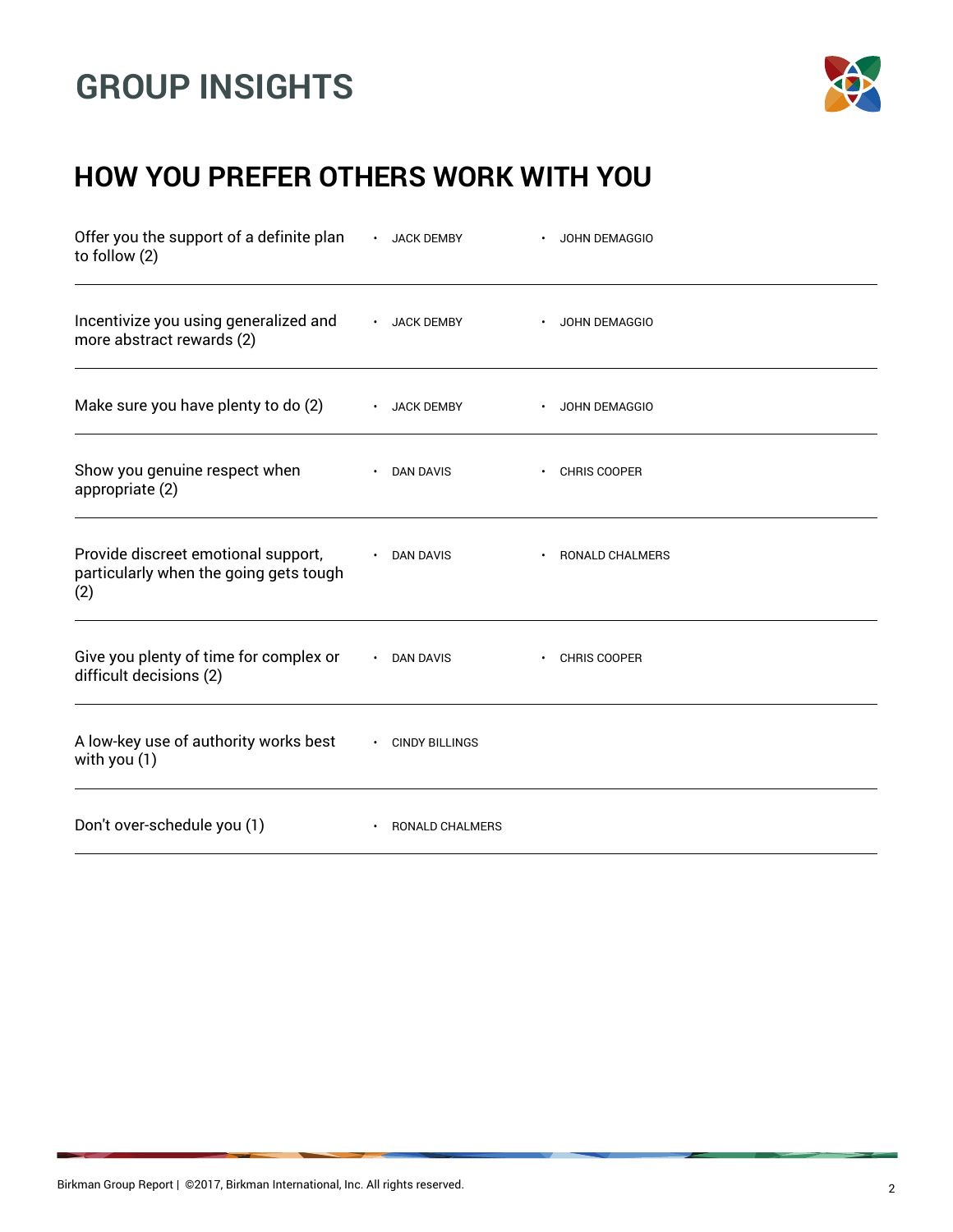# GROUP INSIGHTS

## HOW YOU PREFER OTHERS WORK WITH YOU

| | | |
|---|---|---|
| Offer you the support of a definite plan to follow (2) | • JACK DEMBY | • JOHN DEMAGGIO |
| Incentivize you using generalized and more abstract rewards (2) | • JACK DEMBY | • JOHN DEMAGGIO |
| Make sure you have plenty to do (2) | • JACK DEMBY | • JOHN DEMAGGIO |
| Show you genuine respect when appropriate (2) | • DAN DAVIS | • CHRIS COOPER |
| Provide discreet emotional support, particularly when the going gets tough (2) | • DAN DAVIS | • RONALD CHALMERS |
| Give you plenty of time for complex or difficult decisions (2) | • DAN DAVIS | • CHRIS COOPER |
| A low-key use of authority works best with you (1) | • CINDY BILLINGS | |
| Don't over-schedule you (1) | • RONALD CHALMERS | |

Birkman Group Report | ©2017, Birkman International, Inc. All rights reserved.